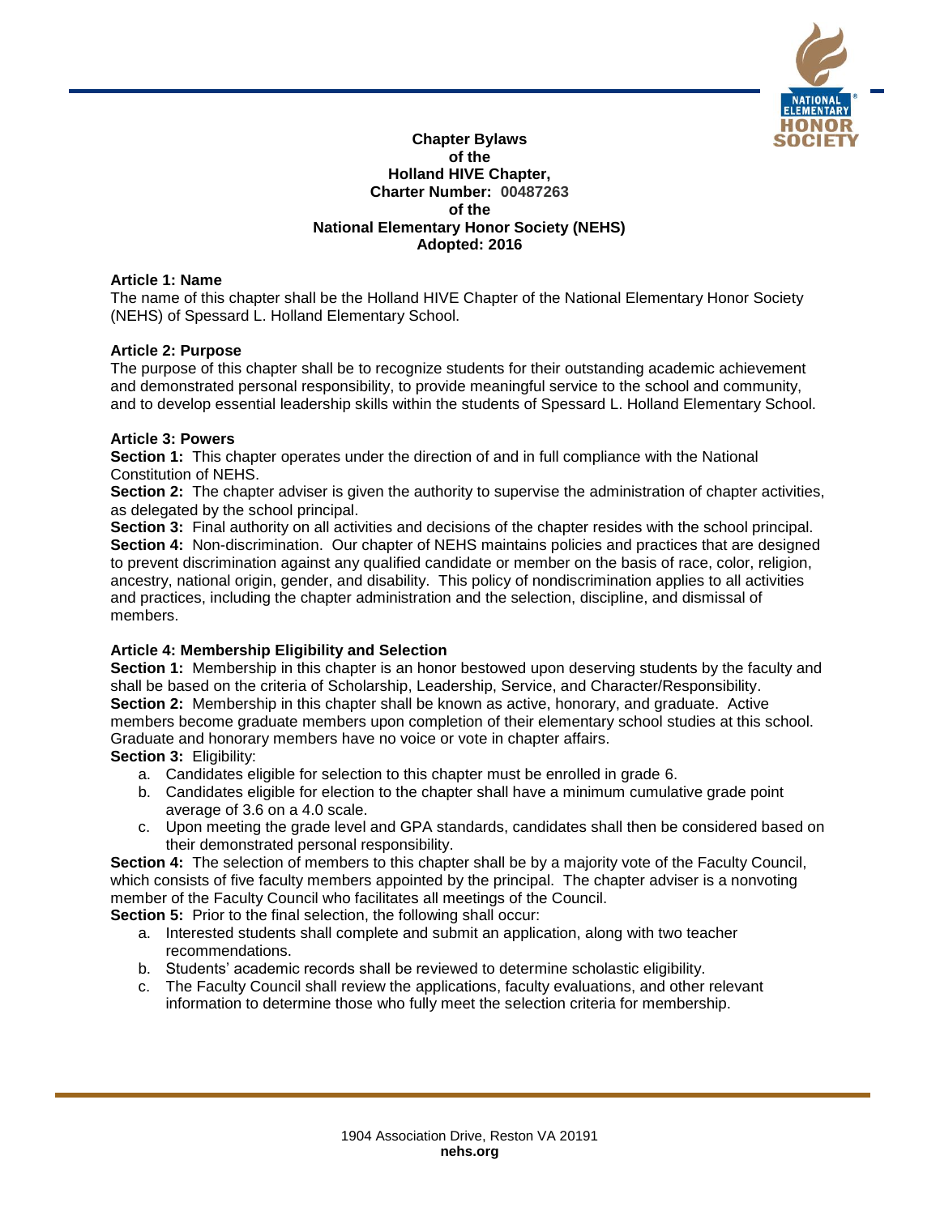**Chapter Bylaws**
**of the**
**Holland HIVE Chapter,**
**Charter Number: 00487263**
**of the**
**National Elementary Honor Society (NEHS)**
**Adopted: 2016**

**Article 1: Name**

The name of this chapter shall be the Holland HIVE Chapter of the National Elementary Honor Society (NEHS) of Spessard L. Holland Elementary School.

**Article 2: Purpose**

The purpose of this chapter shall be to recognize students for their outstanding academic achievement and demonstrated personal responsibility, to provide meaningful service to the school and community, and to develop essential leadership skills within the students of Spessard L. Holland Elementary School.

**Article 3: Powers**

**Section 1:** This chapter operates under the direction of and in full compliance with the National Constitution of NEHS.

**Section 2:** The chapter adviser is given the authority to supervise the administration of chapter activities, as delegated by the school principal.

**Section 3:** Final authority on all activities and decisions of the chapter resides with the school principal.

**Section 4:** Non-discrimination. Our chapter of NEHS maintains policies and practices that are designed to prevent discrimination against any qualified candidate or member on the basis of race, color, religion, ancestry, national origin, gender, and disability. This policy of nondiscrimination applies to all activities and practices, including the chapter administration and the selection, discipline, and dismissal of members.

**Article 4: Membership Eligibility and Selection**

**Section 1:** Membership in this chapter is an honor bestowed upon deserving students by the faculty and shall be based on the criteria of Scholarship, Leadership, Service, and Character/Responsibility.

**Section 2:** Membership in this chapter shall be known as active, honorary, and graduate. Active members become graduate members upon completion of their elementary school studies at this school. Graduate and honorary members have no voice or vote in chapter affairs.

**Section 3:** Eligibility:

a. Candidates eligible for selection to this chapter must be enrolled in grade 6.
b. Candidates eligible for election to the chapter shall have a minimum cumulative grade point average of 3.6 on a 4.0 scale.
c. Upon meeting the grade level and GPA standards, candidates shall then be considered based on their demonstrated personal responsibility.

**Section 4:** The selection of members to this chapter shall be by a majority vote of the Faculty Council, which consists of five faculty members appointed by the principal. The chapter adviser is a nonvoting member of the Faculty Council who facilitates all meetings of the Council.

**Section 5:** Prior to the final selection, the following shall occur:

a. Interested students shall complete and submit an application, along with two teacher recommendations.
b. Students' academic records shall be reviewed to determine scholastic eligibility.
c. The Faculty Council shall review the applications, faculty evaluations, and other relevant information to determine those who fully meet the selection criteria for membership.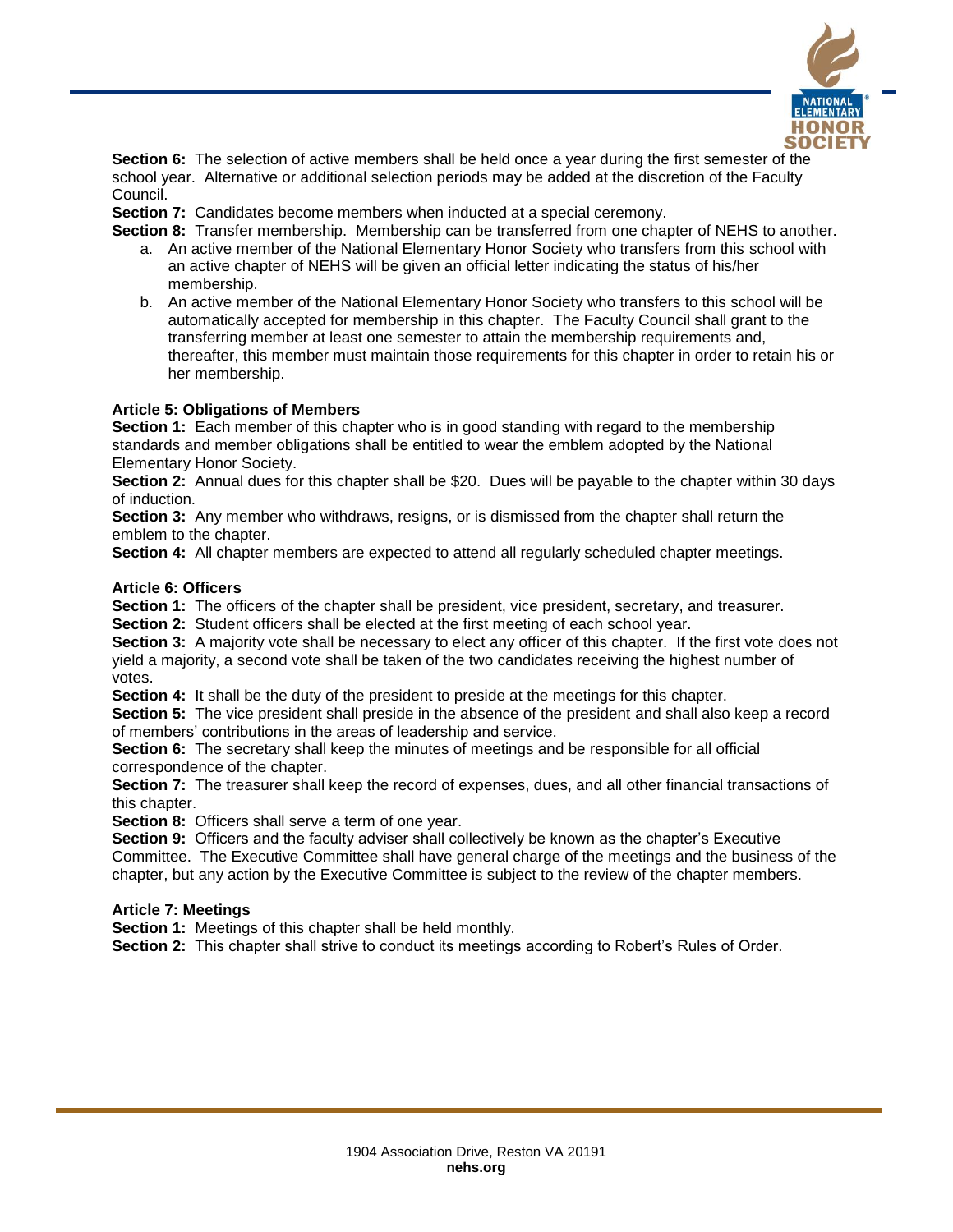**Section 6:** The selection of active members shall be held once a year during the first semester of the school year. Alternative or additional selection periods may be added at the discretion of the Faculty Council.

**Section 7:** Candidates become members when inducted at a special ceremony.

**Section 8:** Transfer membership. Membership can be transferred from one chapter of NEHS to another.

a. An active member of the National Elementary Honor Society who transfers from this school with an active chapter of NEHS will be given an official letter indicating the status of his/her membership.

b. An active member of the National Elementary Honor Society who transfers to this school will be automatically accepted for membership in this chapter. The Faculty Council shall grant to the transferring member at least one semester to attain the membership requirements and, thereafter, this member must maintain those requirements for this chapter in order to retain his or her membership.

**Article 5: Obligations of Members**

**Section 1:** Each member of this chapter who is in good standing with regard to the membership standards and member obligations shall be entitled to wear the emblem adopted by the National Elementary Honor Society.

**Section 2:** Annual dues for this chapter shall be $20. Dues will be payable to the chapter within 30 days of induction.

**Section 3:** Any member who withdraws, resigns, or is dismissed from the chapter shall return the emblem to the chapter.

**Section 4:** All chapter members are expected to attend all regularly scheduled chapter meetings.

**Article 6: Officers**

**Section 1:** The officers of the chapter shall be president, vice president, secretary, and treasurer.

**Section 2:** Student officers shall be elected at the first meeting of each school year.

**Section 3:** A majority vote shall be necessary to elect any officer of this chapter. If the first vote does not yield a majority, a second vote shall be taken of the two candidates receiving the highest number of votes.

**Section 4:** It shall be the duty of the president to preside at the meetings for this chapter.

**Section 5:** The vice president shall preside in the absence of the president and shall also keep a record of members' contributions in the areas of leadership and service.

**Section 6:** The secretary shall keep the minutes of meetings and be responsible for all official correspondence of the chapter.

**Section 7:** The treasurer shall keep the record of expenses, dues, and all other financial transactions of this chapter.

**Section 8:** Officers shall serve a term of one year.

**Section 9:** Officers and the faculty adviser shall collectively be known as the chapter's Executive Committee. The Executive Committee shall have general charge of the meetings and the business of the chapter, but any action by the Executive Committee is subject to the review of the chapter members.

**Article 7: Meetings**

**Section 1:** Meetings of this chapter shall be held monthly.

**Section 2:** This chapter shall strive to conduct its meetings according to Robert's Rules of Order.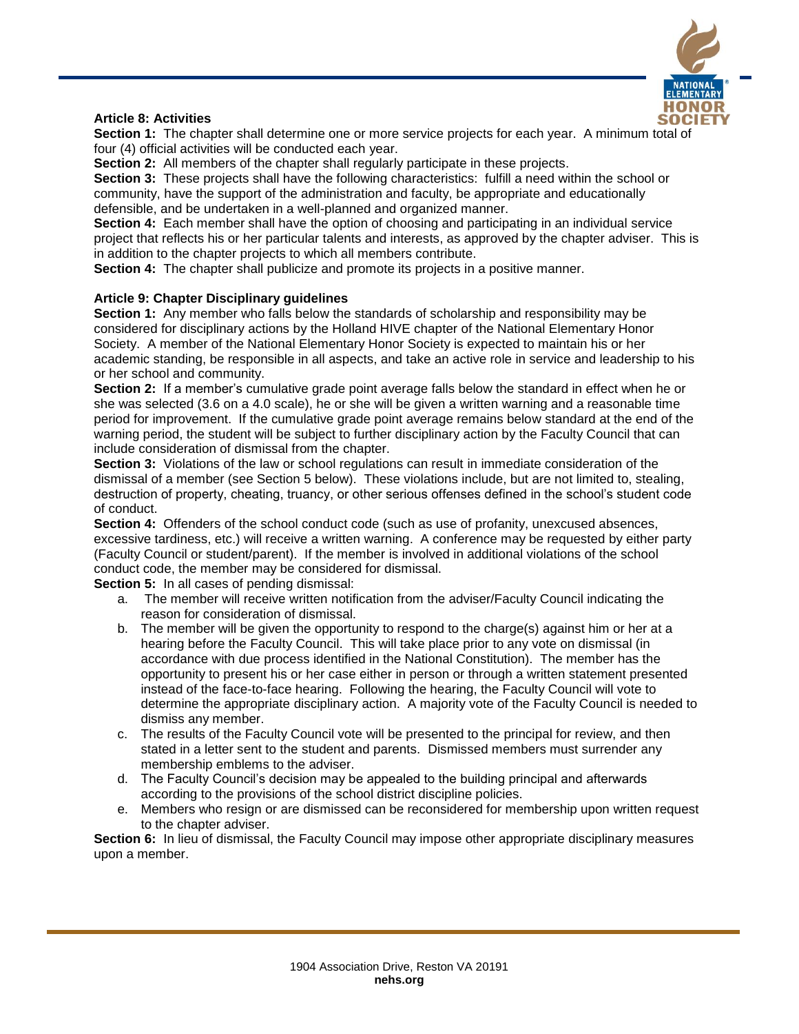**Article 8: Activities**

**Section 1:** The chapter shall determine one or more service projects for each year. A minimum total of four (4) official activities will be conducted each year.

**Section 2:** All members of the chapter shall regularly participate in these projects.

**Section 3:** These projects shall have the following characteristics: fulfill a need within the school or community, have the support of the administration and faculty, be appropriate and educationally defensible, and be undertaken in a well-planned and organized manner.

**Section 4:** Each member shall have the option of choosing and participating in an individual service project that reflects his or her particular talents and interests, as approved by the chapter adviser. This is in addition to the chapter projects to which all members contribute.

**Section 4:** The chapter shall publicize and promote its projects in a positive manner.

**Article 9: Chapter Disciplinary guidelines**

**Section 1:** Any member who falls below the standards of scholarship and responsibility may be considered for disciplinary actions by the Holland HIVE chapter of the National Elementary Honor Society. A member of the National Elementary Honor Society is expected to maintain his or her academic standing, be responsible in all aspects, and take an active role in service and leadership to his or her school and community.

**Section 2:** If a member's cumulative grade point average falls below the standard in effect when he or she was selected (3.6 on a 4.0 scale), he or she will be given a written warning and a reasonable time period for improvement. If the cumulative grade point average remains below standard at the end of the warning period, the student will be subject to further disciplinary action by the Faculty Council that can include consideration of dismissal from the chapter.

**Section 3:** Violations of the law or school regulations can result in immediate consideration of the dismissal of a member (see Section 5 below). These violations include, but are not limited to, stealing, destruction of property, cheating, truancy, or other serious offenses defined in the school's student code of conduct.

**Section 4:** Offenders of the school conduct code (such as use of profanity, unexcused absences, excessive tardiness, etc.) will receive a written warning. A conference may be requested by either party (Faculty Council or student/parent). If the member is involved in additional violations of the school conduct code, the member may be considered for dismissal.

**Section 5:** In all cases of pending dismissal:

a. The member will receive written notification from the adviser/Faculty Council indicating the reason for consideration of dismissal.
b. The member will be given the opportunity to respond to the charge(s) against him or her at a hearing before the Faculty Council. This will take place prior to any vote on dismissal (in accordance with due process identified in the National Constitution). The member has the opportunity to present his or her case either in person or through a written statement presented instead of the face-to-face hearing. Following the hearing, the Faculty Council will vote to determine the appropriate disciplinary action. A majority vote of the Faculty Council is needed to dismiss any member.
c. The results of the Faculty Council vote will be presented to the principal for review, and then stated in a letter sent to the student and parents. Dismissed members must surrender any membership emblems to the adviser.
d. The Faculty Council's decision may be appealed to the building principal and afterwards according to the provisions of the school district discipline policies.
e. Members who resign or are dismissed can be reconsidered for membership upon written request to the chapter adviser.

**Section 6:** In lieu of dismissal, the Faculty Council may impose other appropriate disciplinary measures upon a member.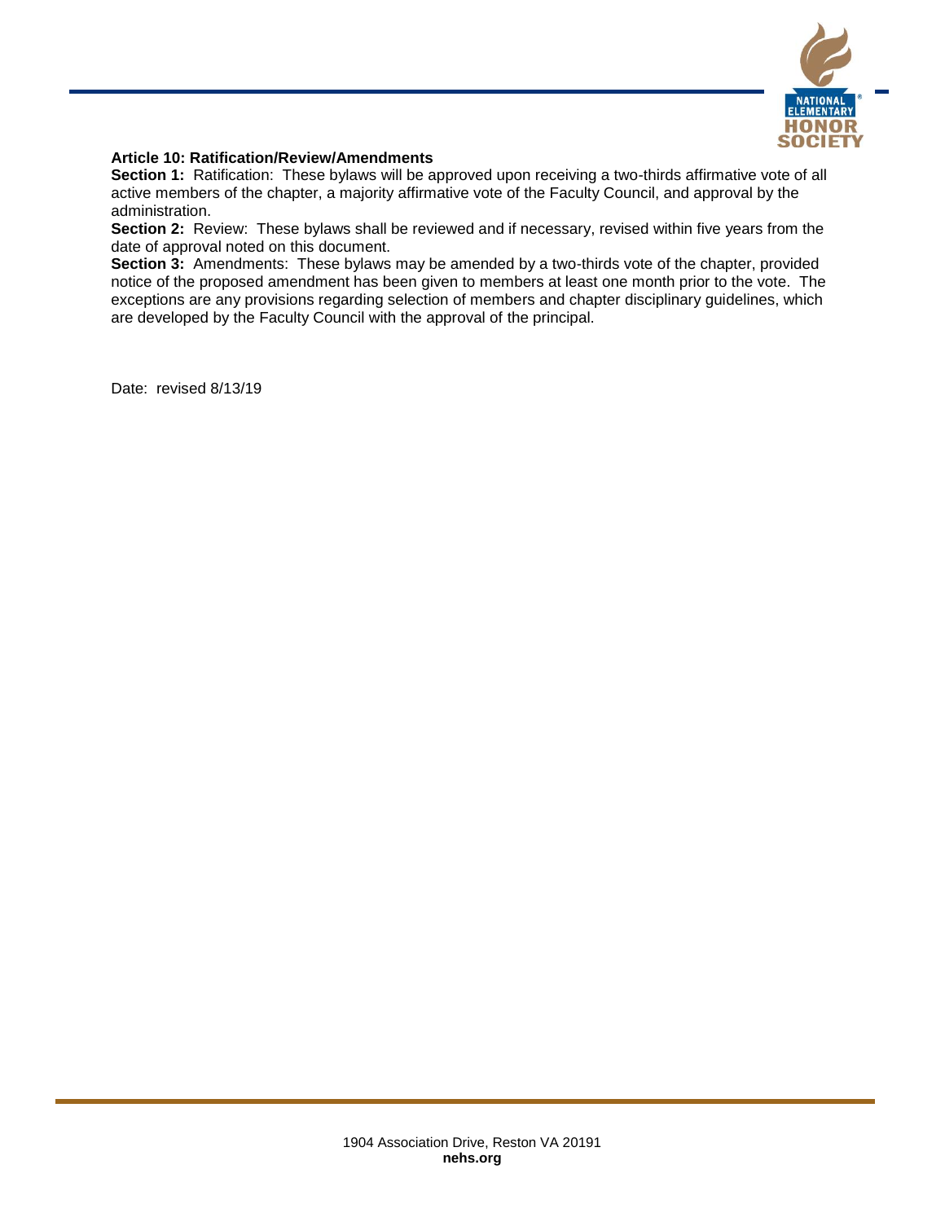**Article 10: Ratification/Review/Amendments**

**Section 1:** Ratification: These bylaws will be approved upon receiving a two-thirds affirmative vote of all active members of the chapter, a majority affirmative vote of the Faculty Council, and approval by the administration.

**Section 2:** Review: These bylaws shall be reviewed and if necessary, revised within five years from the date of approval noted on this document.

**Section 3:** Amendments: These bylaws may be amended by a two-thirds vote of the chapter, provided notice of the proposed amendment has been given to members at least one month prior to the vote. The exceptions are any provisions regarding selection of members and chapter disciplinary guidelines, which are developed by the Faculty Council with the approval of the principal.

Date: revised 8/13/19